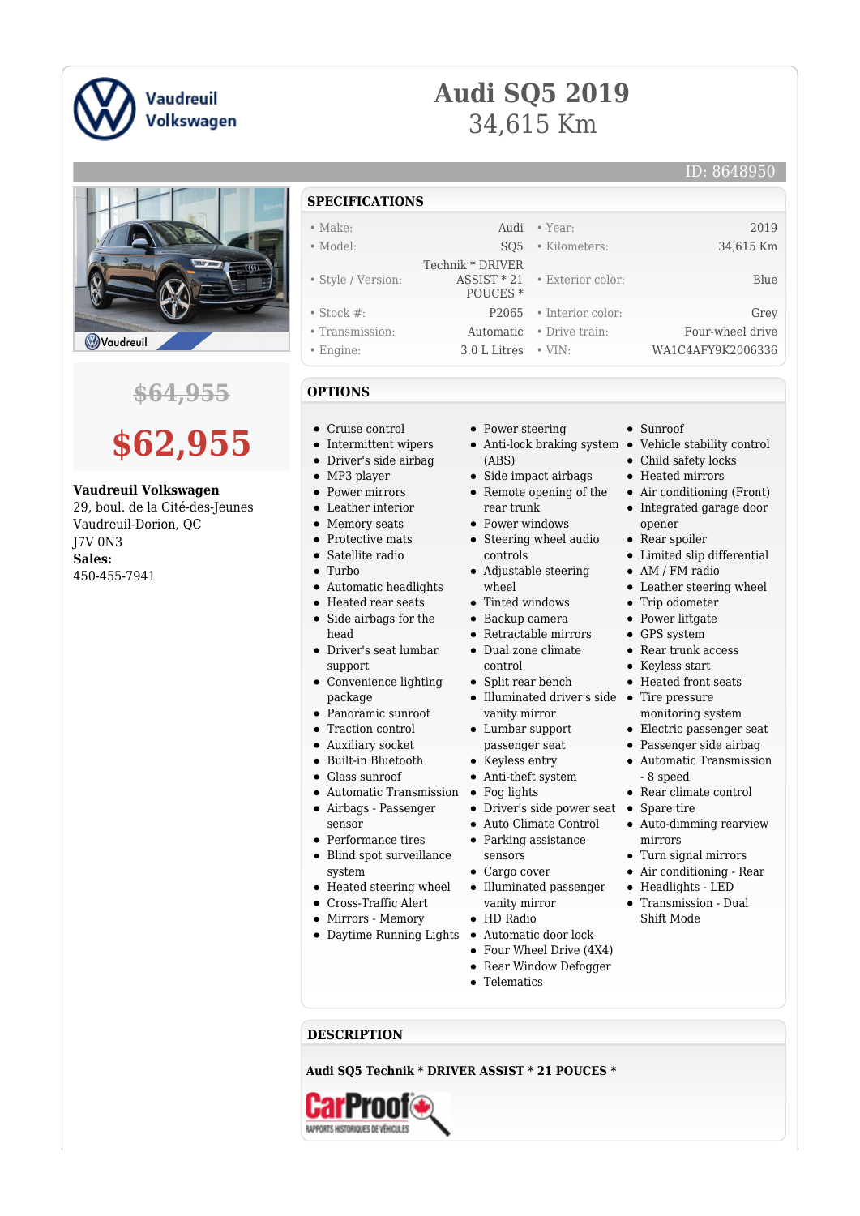Vaudreuil Volkswagen

# Audi SQ5 2019

34,615 Km

ID: 8648950

~~$64,955~~

**$62,955**

**Vaudreuil Volkswagen**
29, boul. de la Cité-des-Jeunes
Vaudreuil-Dorion, QC
J7V 0N3
**Sales:**
450-455-7941

## SPECIFICATIONS

| | | | |
|---|---|---|---|
| Make: | Audi | Year: | 2019 |
| Model: | SQ5 | Kilometers: | 34,615 Km |
| Style / Version: | Technik * DRIVER ASSIST * 21 POUCES * | Exterior color: | Blue |
| Stock #: | P2065 | Interior color: | Grey |
| Transmission: | Automatic | Drive train: | Four-wheel drive |
| Engine: | 3.0 L Litres | VIN: | WA1C4AFY9K2006336 |

## OPTIONS

- Cruise control
- Intermittent wipers
- Driver's side airbag
- MP3 player
- Power mirrors
- Leather interior
- Memory seats
- Protective mats
- Satellite radio
- Turbo
- Automatic headlights
- Heated rear seats
- Side airbags for the head
- Driver's seat lumbar support
- Convenience lighting package
- Panoramic sunroof
- Traction control
- Auxiliary socket
- Built-in Bluetooth
- Glass sunroof
- Automatic Transmission
- Airbags - Passenger sensor
- Performance tires
- Blind spot surveillance system
- Heated steering wheel
- Cross-Traffic Alert
- Mirrors - Memory
- Daytime Running Lights
- Power steering
- Anti-lock braking system (ABS)
- Side impact airbags
- Remote opening of the rear trunk
- Power windows
- Steering wheel audio controls
- Adjustable steering wheel
- Tinted windows
- Backup camera
- Retractable mirrors
- Dual zone climate control
- Split rear bench
- Illuminated driver's side vanity mirror
- Lumbar support passenger seat
- Keyless entry
- Anti-theft system
- Fog lights
- Driver's side power seat
- Auto Climate Control
- Parking assistance sensors
- Cargo cover
- Illuminated passenger vanity mirror
- HD Radio
- Automatic door lock
- Four Wheel Drive (4X4)
- Rear Window Defogger
- Telematics
- Sunroof
- Vehicle stability control
- Child safety locks
- Heated mirrors
- Air conditioning (Front)
- Integrated garage door opener
- Rear spoiler
- Limited slip differential
- AM / FM radio
- Leather steering wheel
- Trip odometer
- Power liftgate
- GPS system
- Rear trunk access
- Keyless start
- Heated front seats
- Tire pressure monitoring system
- Electric passenger seat
- Passenger side airbag
- Automatic Transmission - 8 speed
- Rear climate control
- Spare tire
- Auto-dimming rearview mirrors
- Turn signal mirrors
- Air conditioning - Rear
- Headlights - LED
- Transmission - Dual Shift Mode

## DESCRIPTION

**Audi SQ5 Technik * DRIVER ASSIST * 21 POUCES ***

CarProof RAPPORTS HISTORIQUES DE VÉHICULES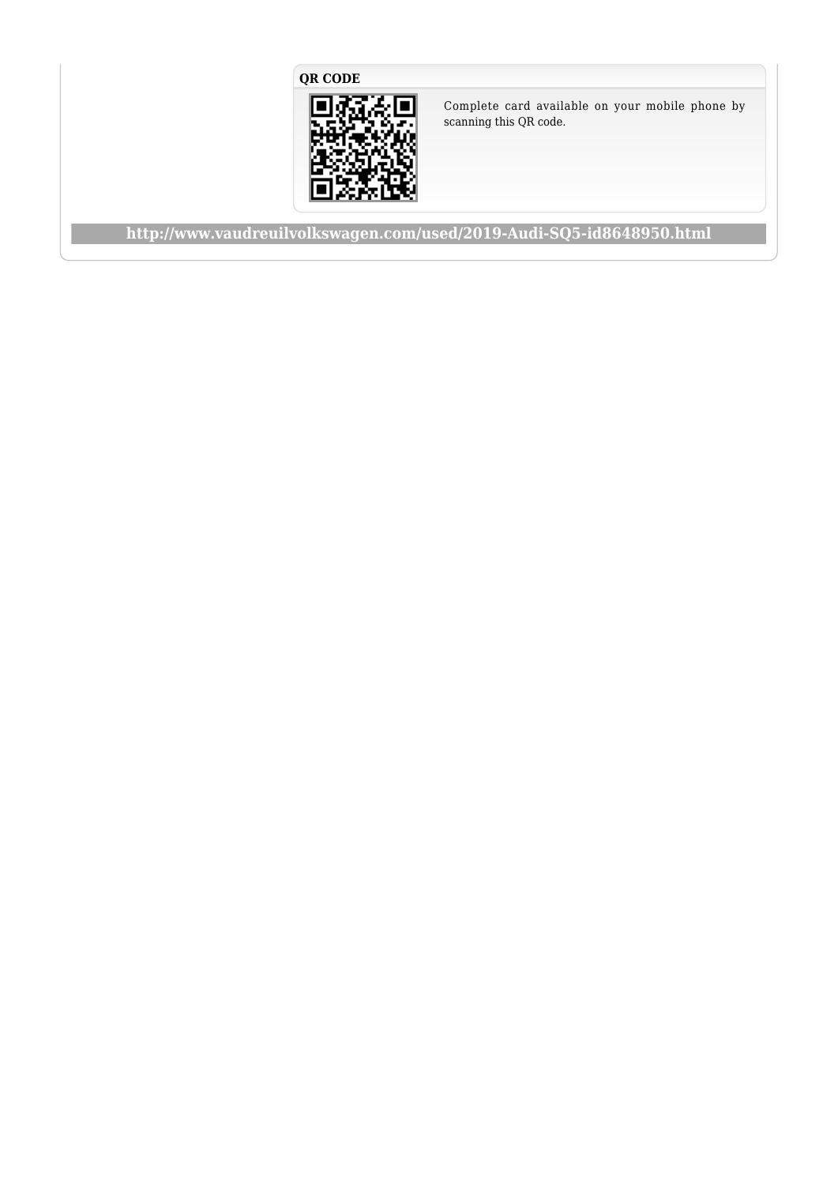**QR CODE**

Complete card available on your mobile phone by scanning this QR code.

**http://www.vaudreuilvolkswagen.com/used/2019-Audi-SQ5-id8648950.html**